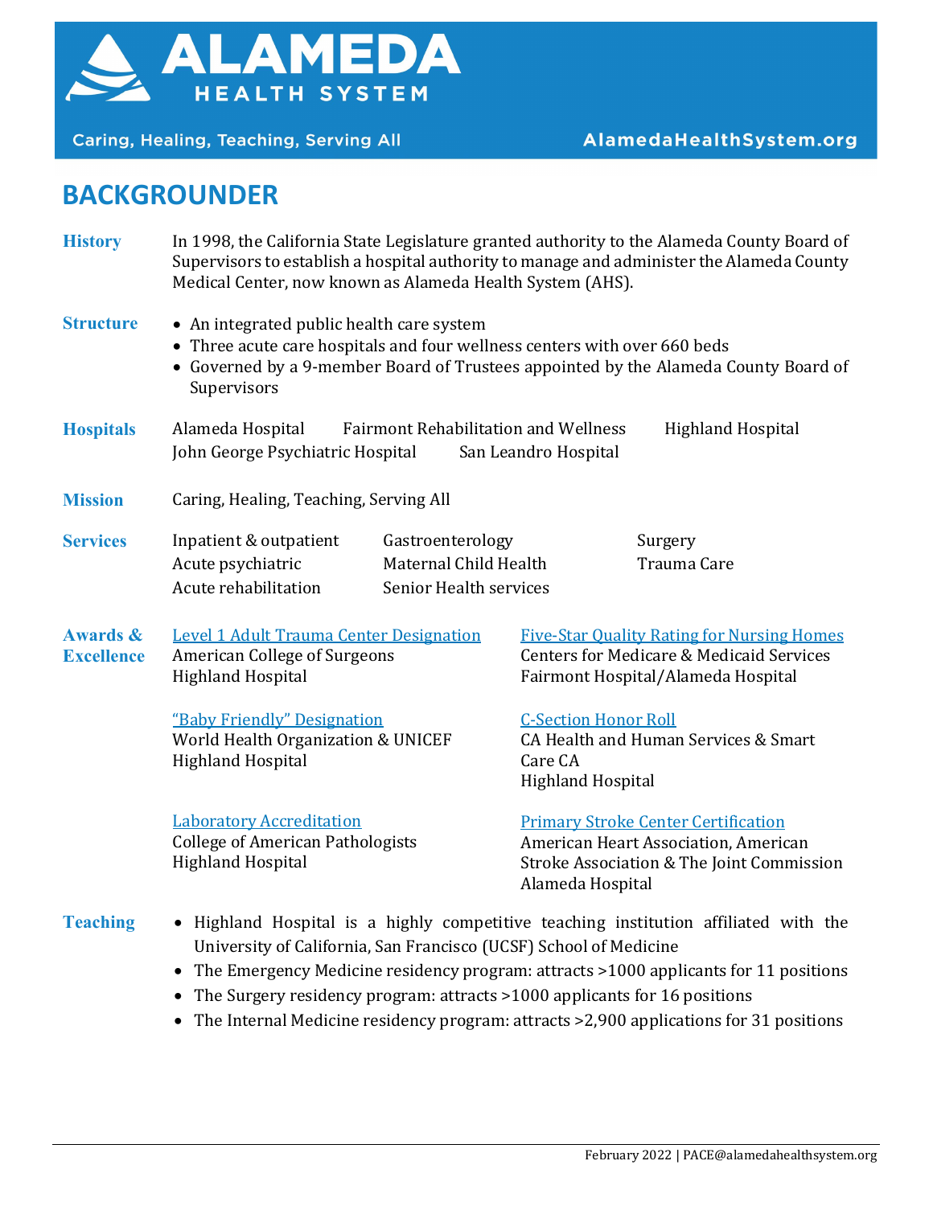# ALAMEDA HEALTH SYSTEM

Caring, Healing, Teaching, Serving All

AlamedaHealthSystem.org

## BACKGROUNDER

**History**

In 1998, the California State Legislature granted authority to the Alameda County Board of Supervisors to establish a hospital authority to manage and administer the Alameda County Medical Center, now known as Alameda Health System (AHS).

**Structure**

- An integrated public health care system
- Three acute care hospitals and four wellness centers with over 660 beds
- Governed by a 9-member Board of Trustees appointed by the Alameda County Board of Supervisors

**Hospitals**

Alameda Hospital
Fairmont Rehabilitation and Wellness
Highland Hospital
John George Psychiatric Hospital
San Leandro Hospital

**Mission**

Caring, Healing, Teaching, Serving All

**Services**

Inpatient & outpatient
Acute psychiatric
Acute rehabilitation
Gastroenterology
Maternal Child Health
Senior Health services
Surgery
Trauma Care

**Awards & Excellence**

Level 1 Adult Trauma Center Designation
American College of Surgeons
Highland Hospital

"Baby Friendly" Designation
World Health Organization & UNICEF
Highland Hospital

Laboratory Accreditation
College of American Pathologists
Highland Hospital

Five-Star Quality Rating for Nursing Homes
Centers for Medicare & Medicaid Services
Fairmont Hospital/Alameda Hospital

C-Section Honor Roll
CA Health and Human Services & Smart Care CA
Highland Hospital

Primary Stroke Center Certification
American Heart Association, American Stroke Association & The Joint Commission
Alameda Hospital

**Teaching**

- Highland Hospital is a highly competitive teaching institution affiliated with the University of California, San Francisco (UCSF) School of Medicine
- The Emergency Medicine residency program: attracts >1000 applicants for 11 positions
- The Surgery residency program: attracts >1000 applicants for 16 positions
- The Internal Medicine residency program: attracts >2,900 applications for 31 positions

February 2022 | PACE@alamedahealthsystem.org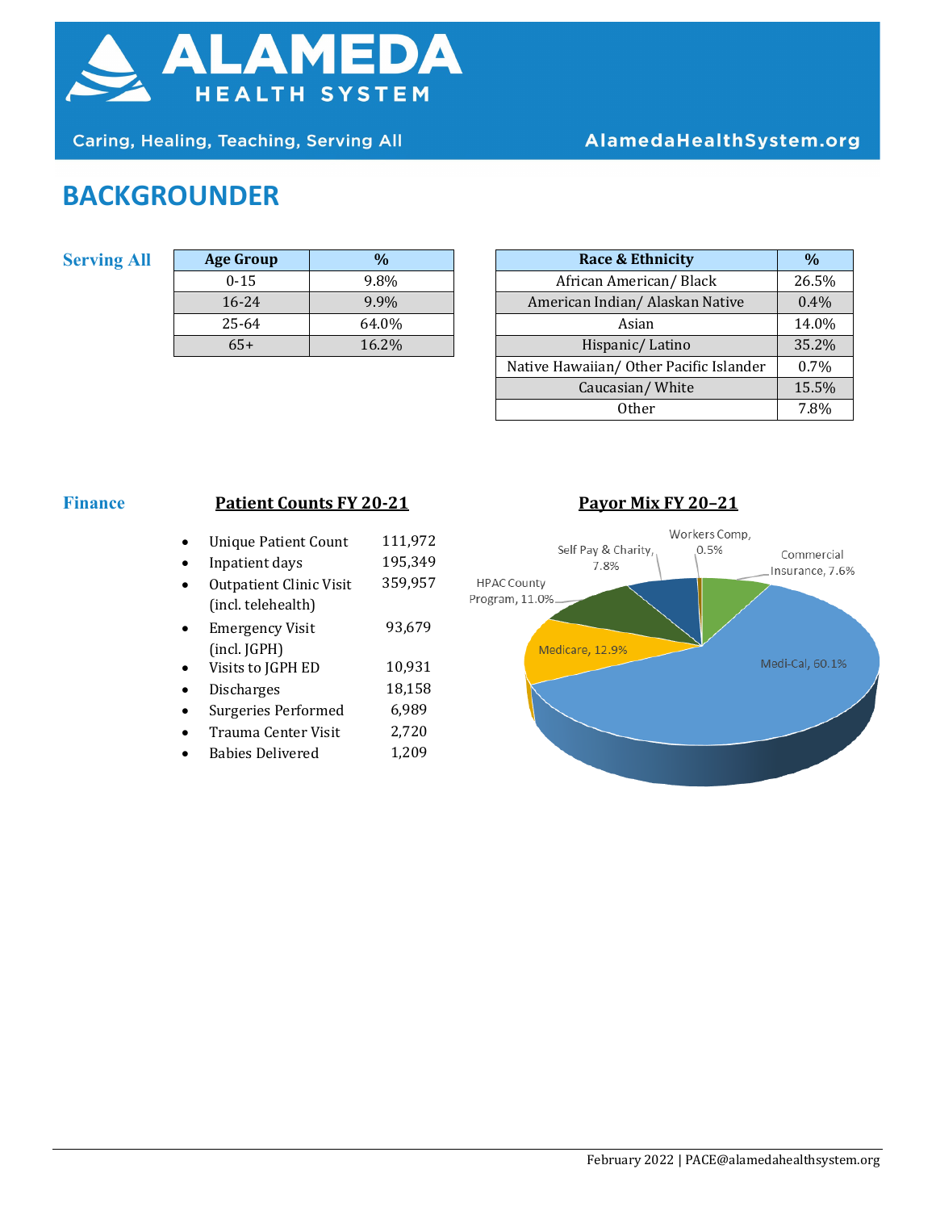# ALAMEDA HEALTH SYSTEM

Caring, Healing, Teaching, Serving All

AlamedaHealthSystem.org

## BACKGROUNDER

### Serving All

| Age Group | % |
|---|---|
| 0-15 | 9.8% |
| 16-24 | 9.9% |
| 25-64 | 64.0% |
| 65+ | 16.2% |

| Race & Ethnicity | % |
|---|---|
| African American/ Black | 26.5% |
| American Indian/ Alaskan Native | 0.4% |
| Asian | 14.0% |
| Hispanic/ Latino | 35.2% |
| Native Hawaiian/ Other Pacific Islander | 0.7% |
| Caucasian/ White | 15.5% |
| Other | 7.8% |

### Finance

**Patient Counts FY 20-21**

- Unique Patient Count 111,972
- Inpatient days 195,349
- Outpatient Clinic Visit (incl. telehealth) 359,957
- Emergency Visit (incl. JGPH) 93,679
- Visits to JGPH ED 10,931
- Discharges 18,158
- Surgeries Performed 6,989
- Trauma Center Visit 2,720
- Babies Delivered 1,209

**Payor Mix FY 20–21**

Workers Comp, 0.5%
Commercial Insurance, 7.6%
Self Pay & Charity, 7.8%
HPAC County Program, 11.0%
Medicare, 12.9%
Medi-Cal, 60.1%

February 2022 | PACE@alamedahealthsystem.org